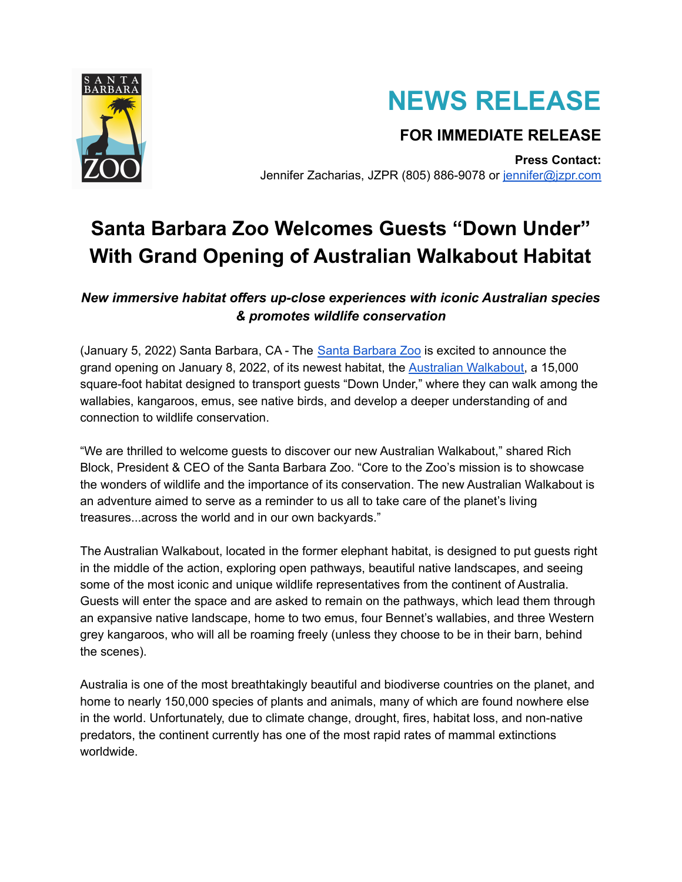# NEWS RELEASE

**FOR IMMEDIATE RELEASE**

**Press Contact:**
Jennifer Zacharias, JZPR (805) 886-9078 or jennifer@jzpr.com

## Santa Barbara Zoo Welcomes Guests "Down Under" With Grand Opening of Australian Walkabout Habitat

***New immersive habitat offers up-close experiences with iconic Australian species & promotes wildlife conservation***

(January 5, 2022) Santa Barbara, CA - The Santa Barbara Zoo is excited to announce the grand opening on January 8, 2022, of its newest habitat, the Australian Walkabout, a 15,000 square-foot habitat designed to transport guests "Down Under," where they can walk among the wallabies, kangaroos, emus, see native birds, and develop a deeper understanding of and connection to wildlife conservation.

"We are thrilled to welcome guests to discover our new Australian Walkabout," shared Rich Block, President & CEO of the Santa Barbara Zoo. "Core to the Zoo's mission is to showcase the wonders of wildlife and the importance of its conservation. The new Australian Walkabout is an adventure aimed to serve as a reminder to us all to take care of the planet's living treasures...across the world and in our own backyards."

The Australian Walkabout, located in the former elephant habitat, is designed to put guests right in the middle of the action, exploring open pathways, beautiful native landscapes, and seeing some of the most iconic and unique wildlife representatives from the continent of Australia. Guests will enter the space and are asked to remain on the pathways, which lead them through an expansive native landscape, home to two emus, four Bennet's wallabies, and three Western grey kangaroos, who will all be roaming freely (unless they choose to be in their barn, behind the scenes).

Australia is one of the most breathtakingly beautiful and biodiverse countries on the planet, and home to nearly 150,000 species of plants and animals, many of which are found nowhere else in the world. Unfortunately, due to climate change, drought, fires, habitat loss, and non-native predators, the continent currently has one of the most rapid rates of mammal extinctions worldwide.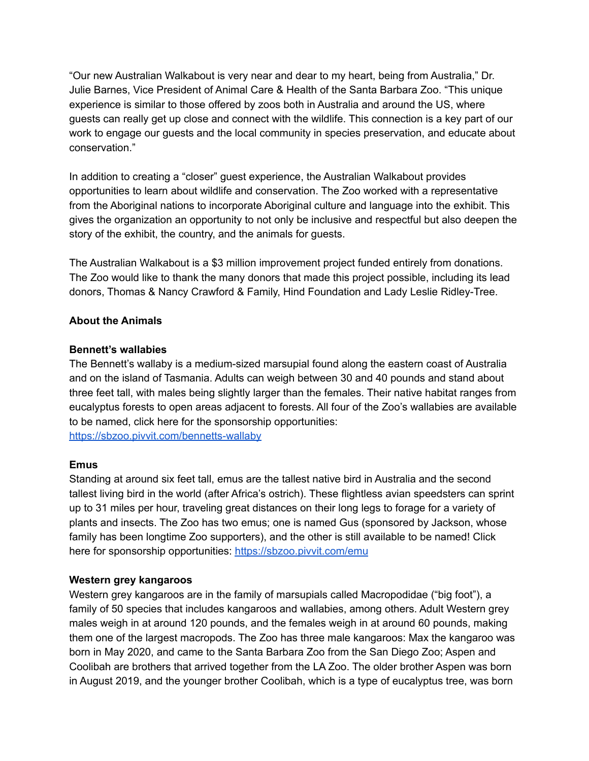"Our new Australian Walkabout is very near and dear to my heart, being from Australia," Dr. Julie Barnes, Vice President of Animal Care & Health of the Santa Barbara Zoo. "This unique experience is similar to those offered by zoos both in Australia and around the US, where guests can really get up close and connect with the wildlife. This connection is a key part of our work to engage our guests and the local community in species preservation, and educate about conservation."

In addition to creating a "closer" guest experience, the Australian Walkabout provides opportunities to learn about wildlife and conservation. The Zoo worked with a representative from the Aboriginal nations to incorporate Aboriginal culture and language into the exhibit. This gives the organization an opportunity to not only be inclusive and respectful but also deepen the story of the exhibit, the country, and the animals for guests.

The Australian Walkabout is a $3 million improvement project funded entirely from donations. The Zoo would like to thank the many donors that made this project possible, including its lead donors, Thomas & Nancy Crawford & Family, Hind Foundation and Lady Leslie Ridley-Tree.

**About the Animals**

**Bennett's wallabies**

The Bennett's wallaby is a medium-sized marsupial found along the eastern coast of Australia and on the island of Tasmania. Adults can weigh between 30 and 40 pounds and stand about three feet tall, with males being slightly larger than the females. Their native habitat ranges from eucalyptus forests to open areas adjacent to forests. All four of the Zoo's wallabies are available to be named, click here for the sponsorship opportunities: [https://sbzoo.pivvit.com/bennetts-wallaby](https://sbzoo.pivvit.com/bennetts-wallaby)

**Emus**

Standing at around six feet tall, emus are the tallest native bird in Australia and the second tallest living bird in the world (after Africa's ostrich). These flightless avian speedsters can sprint up to 31 miles per hour, traveling great distances on their long legs to forage for a variety of plants and insects. The Zoo has two emus; one is named Gus (sponsored by Jackson, whose family has been longtime Zoo supporters), and the other is still available to be named! Click here for sponsorship opportunities: [https://sbzoo.pivvit.com/emu](https://sbzoo.pivvit.com/emu)

**Western grey kangaroos**

Western grey kangaroos are in the family of marsupials called Macropodidae ("big foot"), a family of 50 species that includes kangaroos and wallabies, among others. Adult Western grey males weigh in at around 120 pounds, and the females weigh in at around 60 pounds, making them one of the largest macropods. The Zoo has three male kangaroos: Max the kangaroo was born in May 2020, and came to the Santa Barbara Zoo from the San Diego Zoo; Aspen and Coolibah are brothers that arrived together from the LA Zoo. The older brother Aspen was born in August 2019, and the younger brother Coolibah, which is a type of eucalyptus tree, was born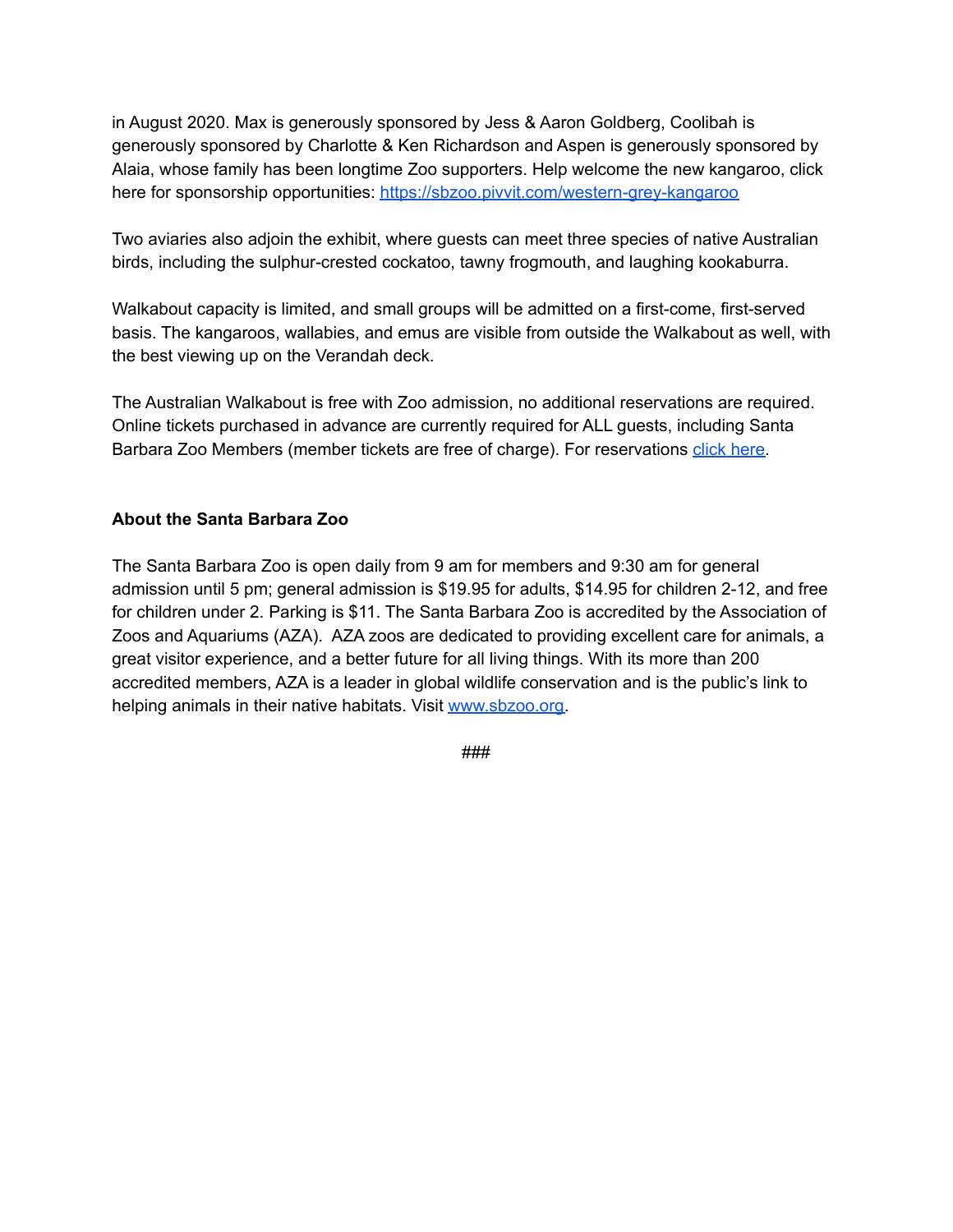in August 2020. Max is generously sponsored by Jess & Aaron Goldberg, Coolibah is generously sponsored by Charlotte & Ken Richardson and Aspen is generously sponsored by Alaia, whose family has been longtime Zoo supporters. Help welcome the new kangaroo, click here for sponsorship opportunities: https://sbzoo.pivvit.com/western-grey-kangaroo

Two aviaries also adjoin the exhibit, where guests can meet three species of native Australian birds, including the sulphur-crested cockatoo, tawny frogmouth, and laughing kookaburra.

Walkabout capacity is limited, and small groups will be admitted on a first-come, first-served basis. The kangaroos, wallabies, and emus are visible from outside the Walkabout as well, with the best viewing up on the Verandah deck.

The Australian Walkabout is free with Zoo admission, no additional reservations are required. Online tickets purchased in advance are currently required for ALL guests, including Santa Barbara Zoo Members (member tickets are free of charge). For reservations click here.

**About the Santa Barbara Zoo**

The Santa Barbara Zoo is open daily from 9 am for members and 9:30 am for general admission until 5 pm; general admission is $19.95 for adults, $14.95 for children 2-12, and free for children under 2. Parking is $11. The Santa Barbara Zoo is accredited by the Association of Zoos and Aquariums (AZA). AZA zoos are dedicated to providing excellent care for animals, a great visitor experience, and a better future for all living things. With its more than 200 accredited members, AZA is a leader in global wildlife conservation and is the public's link to helping animals in their native habitats. Visit www.sbzoo.org.

###